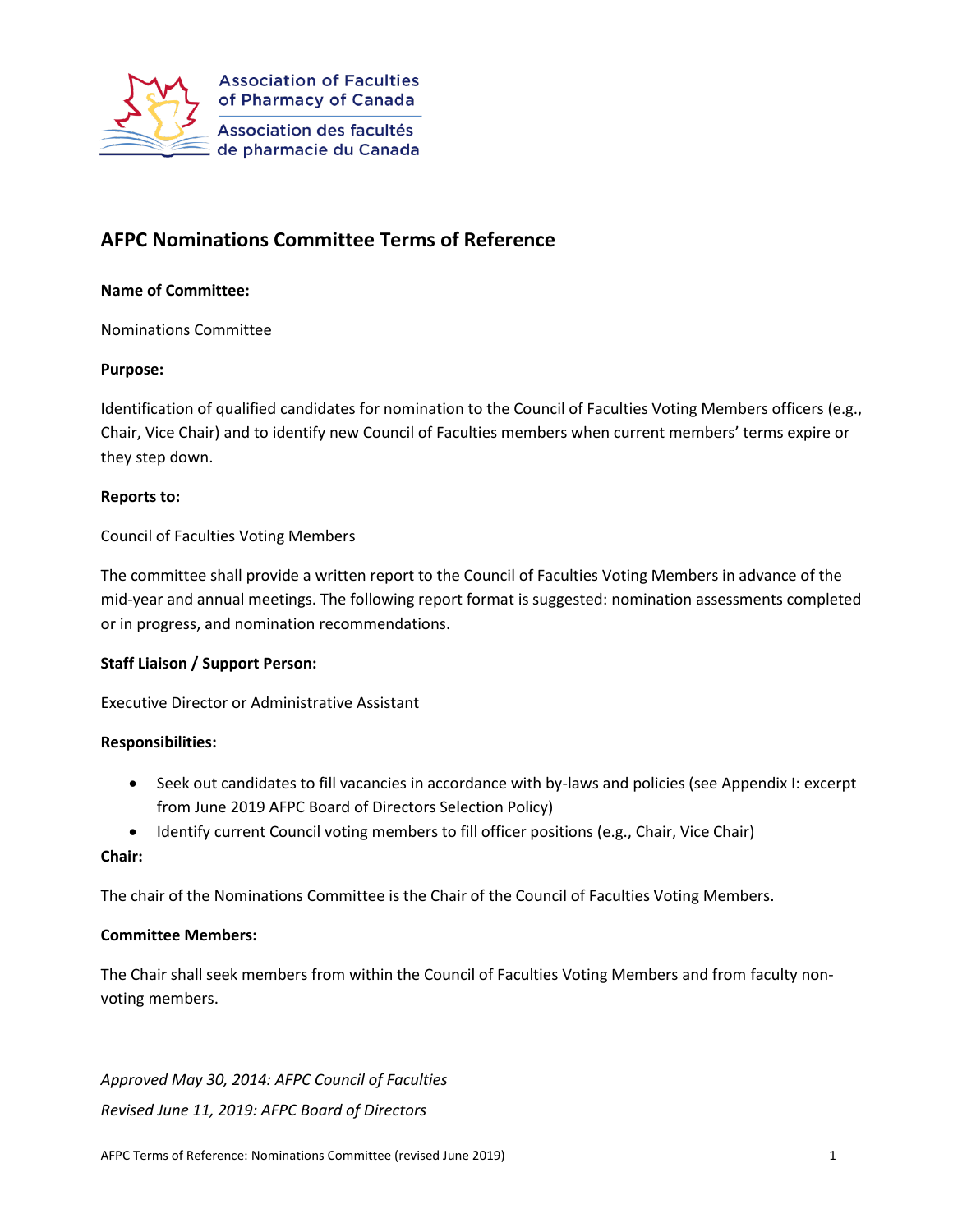Association of Faculties of Pharmacy of Canada

Association des facultés de pharmacie du Canada

## AFPC Nominations Committee Terms of Reference

**Name of Committee:**

Nominations Committee

**Purpose:**

Identification of qualified candidates for nomination to the Council of Faculties Voting Members officers (e.g., Chair, Vice Chair) and to identify new Council of Faculties members when current members' terms expire or they step down.

**Reports to:**

Council of Faculties Voting Members

The committee shall provide a written report to the Council of Faculties Voting Members in advance of the mid-year and annual meetings. The following report format is suggested: nomination assessments completed or in progress, and nomination recommendations.

**Staff Liaison / Support Person:**

Executive Director or Administrative Assistant

**Responsibilities:**

- Seek out candidates to fill vacancies in accordance with by-laws and policies (see Appendix I: excerpt from June 2019 AFPC Board of Directors Selection Policy)
- Identify current Council voting members to fill officer positions (e.g., Chair, Vice Chair)

**Chair:**

The chair of the Nominations Committee is the Chair of the Council of Faculties Voting Members.

**Committee Members:**

The Chair shall seek members from within the Council of Faculties Voting Members and from faculty non-voting members.

*Approved May 30, 2014: AFPC Council of Faculties*

*Revised June 11, 2019: AFPC Board of Directors*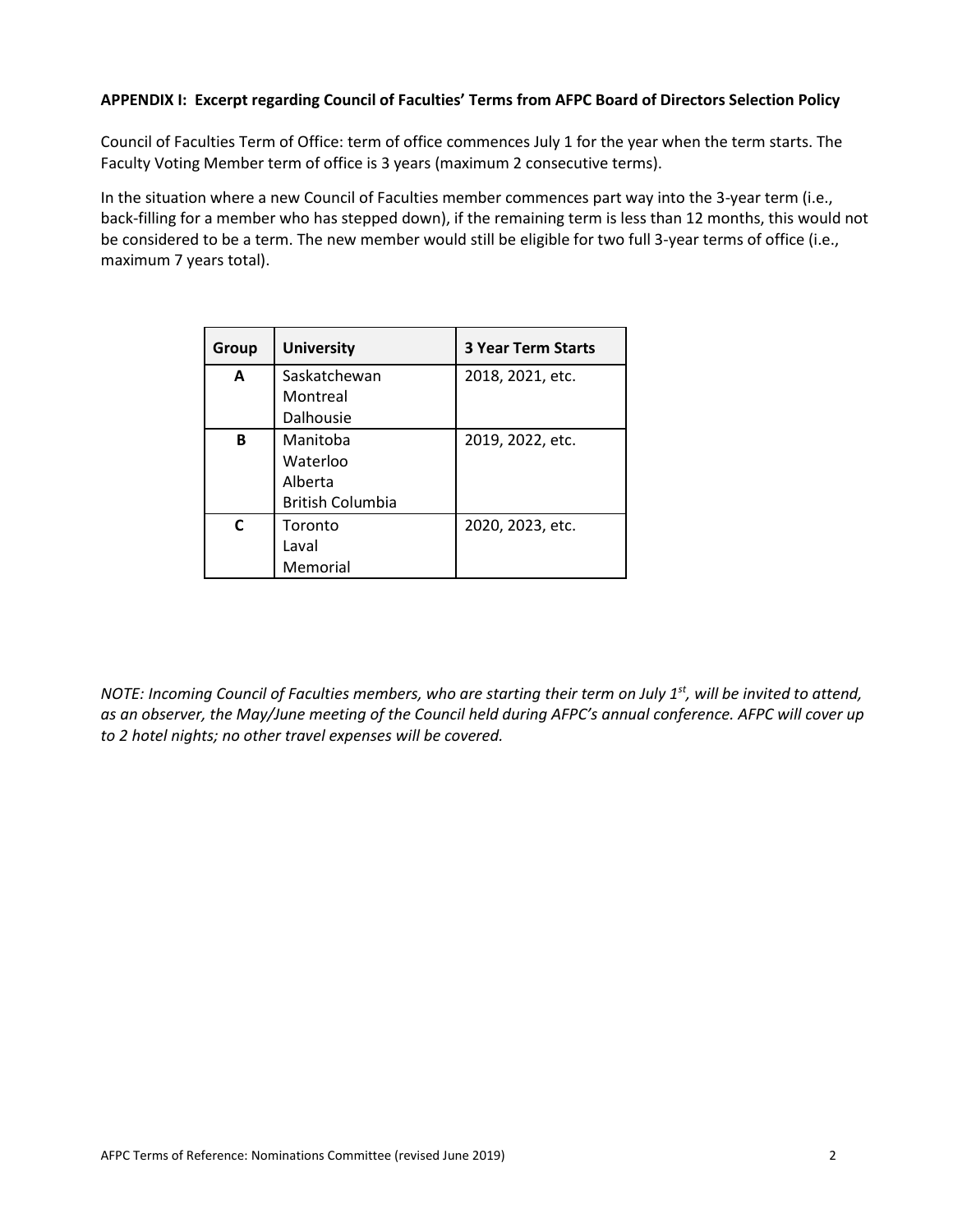**APPENDIX I: Excerpt regarding Council of Faculties' Terms from AFPC Board of Directors Selection Policy**

Council of Faculties Term of Office: term of office commences July 1 for the year when the term starts. The Faculty Voting Member term of office is 3 years (maximum 2 consecutive terms).

In the situation where a new Council of Faculties member commences part way into the 3-year term (i.e., back-filling for a member who has stepped down), if the remaining term is less than 12 months, this would not be considered to be a term. The new member would still be eligible for two full 3-year terms of office (i.e., maximum 7 years total).

| Group | University | 3 Year Term Starts |
|---|---|---|
| **A** | Saskatchewan<br>Montreal<br>Dalhousie | 2018, 2021, etc. |
| **B** | Manitoba<br>Waterloo<br>Alberta<br>British Columbia | 2019, 2022, etc. |
| **C** | Toronto<br>Laval<br>Memorial | 2020, 2023, etc. |

*NOTE: Incoming Council of Faculties members, who are starting their term on July 1st, will be invited to attend, as an observer, the May/June meeting of the Council held during AFPC's annual conference. AFPC will cover up to 2 hotel nights; no other travel expenses will be covered.*